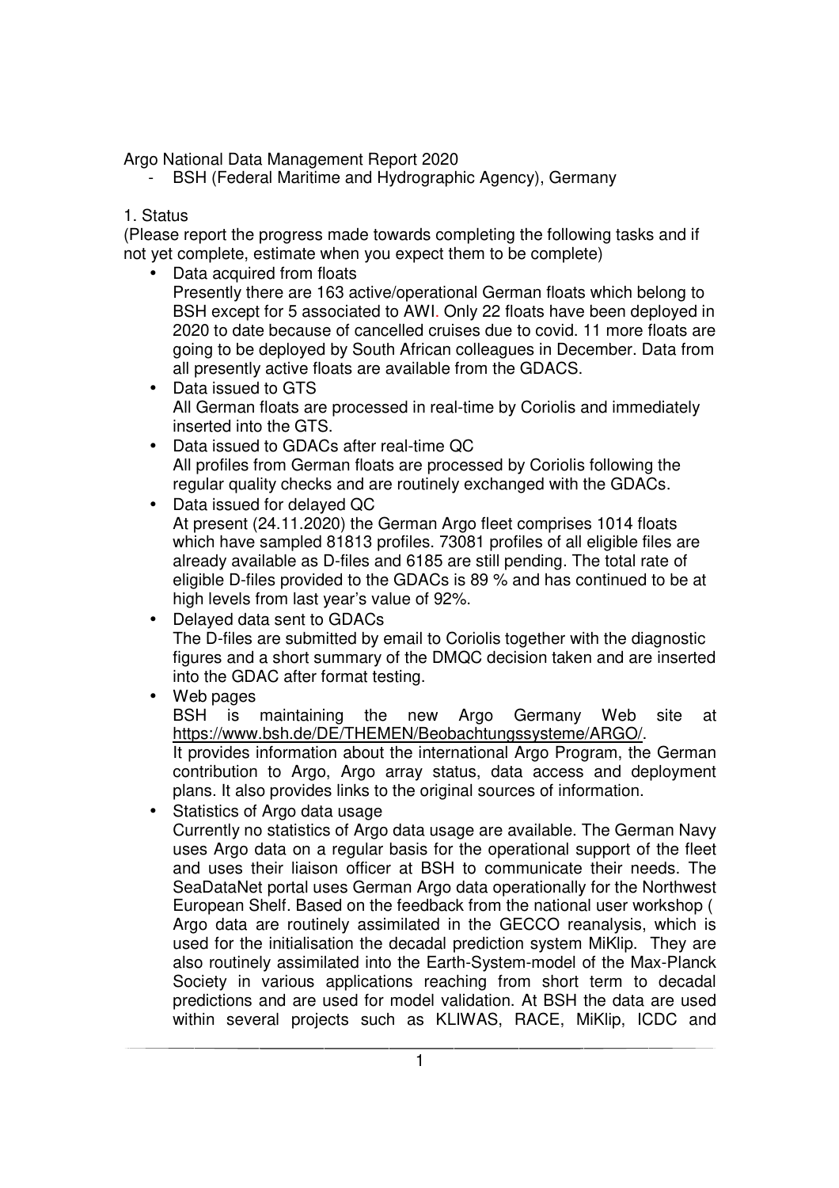Argo National Data Management Report 2020

- BSH (Federal Maritime and Hydrographic Agency), Germany

1. Status

(Please report the progress made towards completing the following tasks and if not yet complete, estimate when you expect them to be complete)

- Data acquired from floats
  Presently there are 163 active/operational German floats which belong to BSH except for 5 associated to AWI. Only 22 floats have been deployed in 2020 to date because of cancelled cruises due to covid. 11 more floats are going to be deployed by South African colleagues in December. Data from all presently active floats are available from the GDACS.
- Data issued to GTS
  All German floats are processed in real-time by Coriolis and immediately inserted into the GTS.
- Data issued to GDACs after real-time QC
  All profiles from German floats are processed by Coriolis following the regular quality checks and are routinely exchanged with the GDACs.
- Data issued for delayed QC
  At present (24.11.2020) the German Argo fleet comprises 1014 floats which have sampled 81813 profiles. 73081 profiles of all eligible files are already available as D-files and 6185 are still pending. The total rate of eligible D-files provided to the GDACs is 89 % and has continued to be at high levels from last year's value of 92%.
- Delayed data sent to GDACs
  The D-files are submitted by email to Coriolis together with the diagnostic figures and a short summary of the DMQC decision taken and are inserted into the GDAC after format testing.
- Web pages
  BSH is maintaining the new Argo Germany Web site at https://www.bsh.de/DE/THEMEN/Beobachtungssysteme/ARGO/.
  It provides information about the international Argo Program, the German contribution to Argo, Argo array status, data access and deployment plans. It also provides links to the original sources of information.
- Statistics of Argo data usage
  Currently no statistics of Argo data usage are available. The German Navy uses Argo data on a regular basis for the operational support of the fleet and uses their liaison officer at BSH to communicate their needs. The SeaDataNet portal uses German Argo data operationally for the Northwest European Shelf. Based on the feedback from the national user workshop ( Argo data are routinely assimilated in the GECCO reanalysis, which is used for the initialisation the decadal prediction system MiKlip. They are also routinely assimilated into the Earth-System-model of the Max-Planck Society in various applications reaching from short term to decadal predictions and are used for model validation. At BSH the data are used within several projects such as KLIWAS, RACE, MiKlip, ICDC and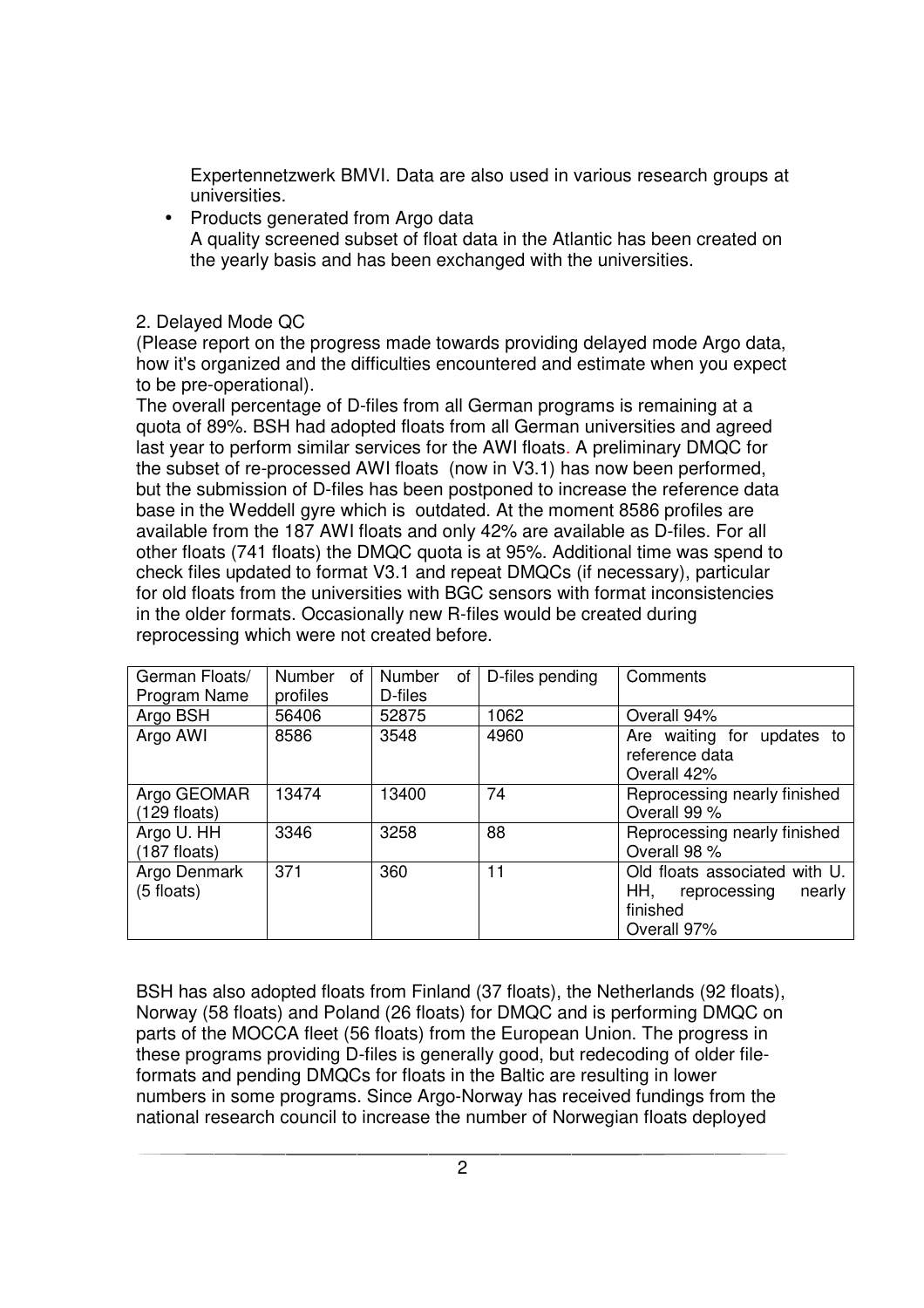Expertennetzwerk BMVI. Data are also used in various research groups at universities.

- Products generated from Argo data
  A quality screened subset of float data in the Atlantic has been created on the yearly basis and has been exchanged with the universities.

2. Delayed Mode QC

(Please report on the progress made towards providing delayed mode Argo data, how it's organized and the difficulties encountered and estimate when you expect to be pre-operational).

The overall percentage of D-files from all German programs is remaining at a quota of 89%. BSH had adopted floats from all German universities and agreed last year to perform similar services for the AWI floats. A preliminary DMQC for the subset of re-processed AWI floats (now in V3.1) has now been performed, but the submission of D-files has been postponed to increase the reference data base in the Weddell gyre which is outdated. At the moment 8586 profiles are available from the 187 AWI floats and only 42% are available as D-files. For all other floats (741 floats) the DMQC quota is at 95%. Additional time was spend to check files updated to format V3.1 and repeat DMQCs (if necessary), particular for old floats from the universities with BGC sensors with format inconsistencies in the older formats. Occasionally new R-files would be created during reprocessing which were not created before.

| German Floats/ Program Name | Number of profiles | Number of D-files | D-files pending | Comments |
|---|---|---|---|---|
| Argo BSH | 56406 | 52875 | 1062 | Overall 94% |
| Argo AWI | 8586 | 3548 | 4960 | Are waiting for updates to reference data Overall 42% |
| Argo GEOMAR (129 floats) | 13474 | 13400 | 74 | Reprocessing nearly finished Overall 99 % |
| Argo U. HH (187 floats) | 3346 | 3258 | 88 | Reprocessing nearly finished Overall 98 % |
| Argo Denmark (5 floats) | 371 | 360 | 11 | Old floats associated with U. HH, reprocessing nearly finished Overall 97% |

BSH has also adopted floats from Finland (37 floats), the Netherlands (92 floats), Norway (58 floats) and Poland (26 floats) for DMQC and is performing DMQC on parts of the MOCCA fleet (56 floats) from the European Union. The progress in these programs providing D-files is generally good, but redecoding of older file-formats and pending DMQCs for floats in the Baltic are resulting in lower numbers in some programs. Since Argo-Norway has received fundings from the national research council to increase the number of Norwegian floats deployed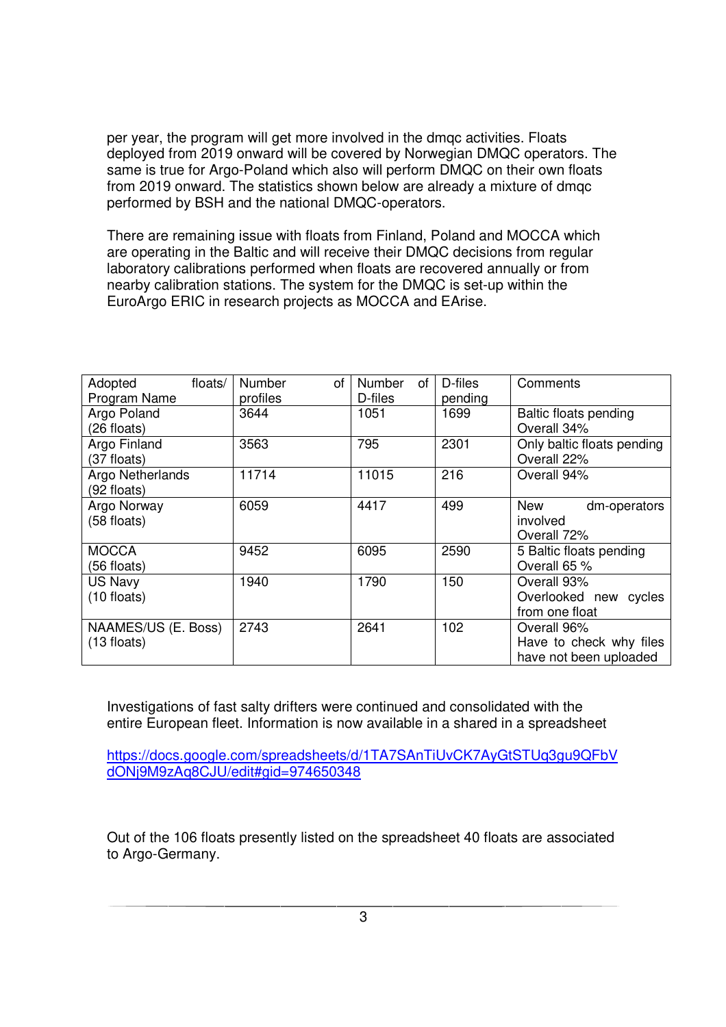per year, the program will get more involved in the dmqc activities. Floats deployed from 2019 onward will be covered by Norwegian DMQC operators. The same is true for Argo-Poland which also will perform DMQC on their own floats from 2019 onward. The statistics shown below are already a mixture of dmqc performed by BSH and the national DMQC-operators.

There are remaining issue with floats from Finland, Poland and MOCCA which are operating in the Baltic and will receive their DMQC decisions from regular laboratory calibrations performed when floats are recovered annually or from nearby calibration stations. The system for the DMQC is set-up within the EuroArgo ERIC in research projects as MOCCA and EArise.

| Adopted floats/ Program Name | Number of profiles | Number of D-files | D-files pending | Comments |
|---|---|---|---|---|
| Argo Poland (26 floats) | 3644 | 1051 | 1699 | Baltic floats pending Overall 34% |
| Argo Finland (37 floats) | 3563 | 795 | 2301 | Only baltic floats pending Overall 22% |
| Argo Netherlands (92 floats) | 11714 | 11015 | 216 | Overall 94% |
| Argo Norway (58 floats) | 6059 | 4417 | 499 | New dm-operators involved Overall 72% |
| MOCCA (56 floats) | 9452 | 6095 | 2590 | 5 Baltic floats pending Overall 65 % |
| US Navy (10 floats) | 1940 | 1790 | 150 | Overall 93% Overlooked new cycles from one float |
| NAAMES/US (E. Boss) (13 floats) | 2743 | 2641 | 102 | Overall 96% Have to check why files have not been uploaded |

Investigations of fast salty drifters were continued and consolidated with the entire European fleet. Information is now available in a shared in a spreadsheet

https://docs.google.com/spreadsheets/d/1TA7SAnTiUvCK7AyGtSTUq3gu9QFbVdONj9M9zAq8CJU/edit#gid=974650348

Out of the 106 floats presently listed on the spreadsheet 40 floats are associated to Argo-Germany.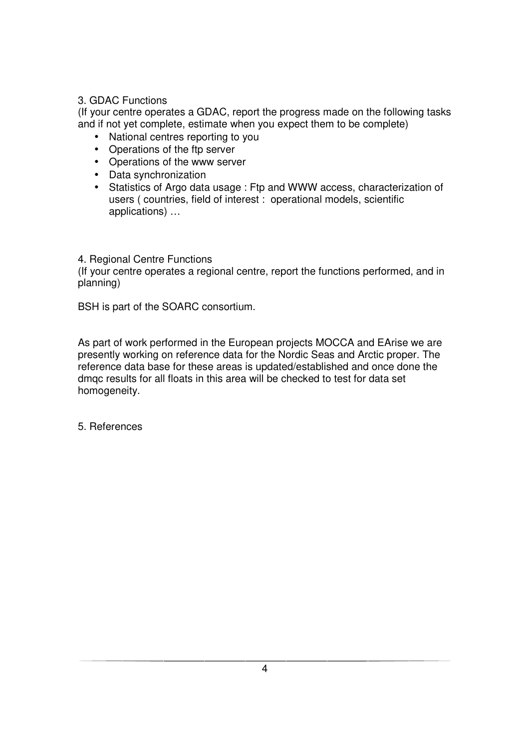## 3. GDAC Functions

(If your centre operates a GDAC, report the progress made on the following tasks and if not yet complete, estimate when you expect them to be complete)

- National centres reporting to you
- Operations of the ftp server
- Operations of the www server
- Data synchronization
- Statistics of Argo data usage : Ftp and WWW access, characterization of users ( countries, field of interest : operational models, scientific applications) …

## 4. Regional Centre Functions

(If your centre operates a regional centre, report the functions performed, and in planning)

BSH is part of the SOARC consortium.

As part of work performed in the European projects MOCCA and EArise we are presently working on reference data for the Nordic Seas and Arctic proper. The reference data base for these areas is updated/established and once done the dmqc results for all floats in this area will be checked to test for data set homogeneity.

## 5. References